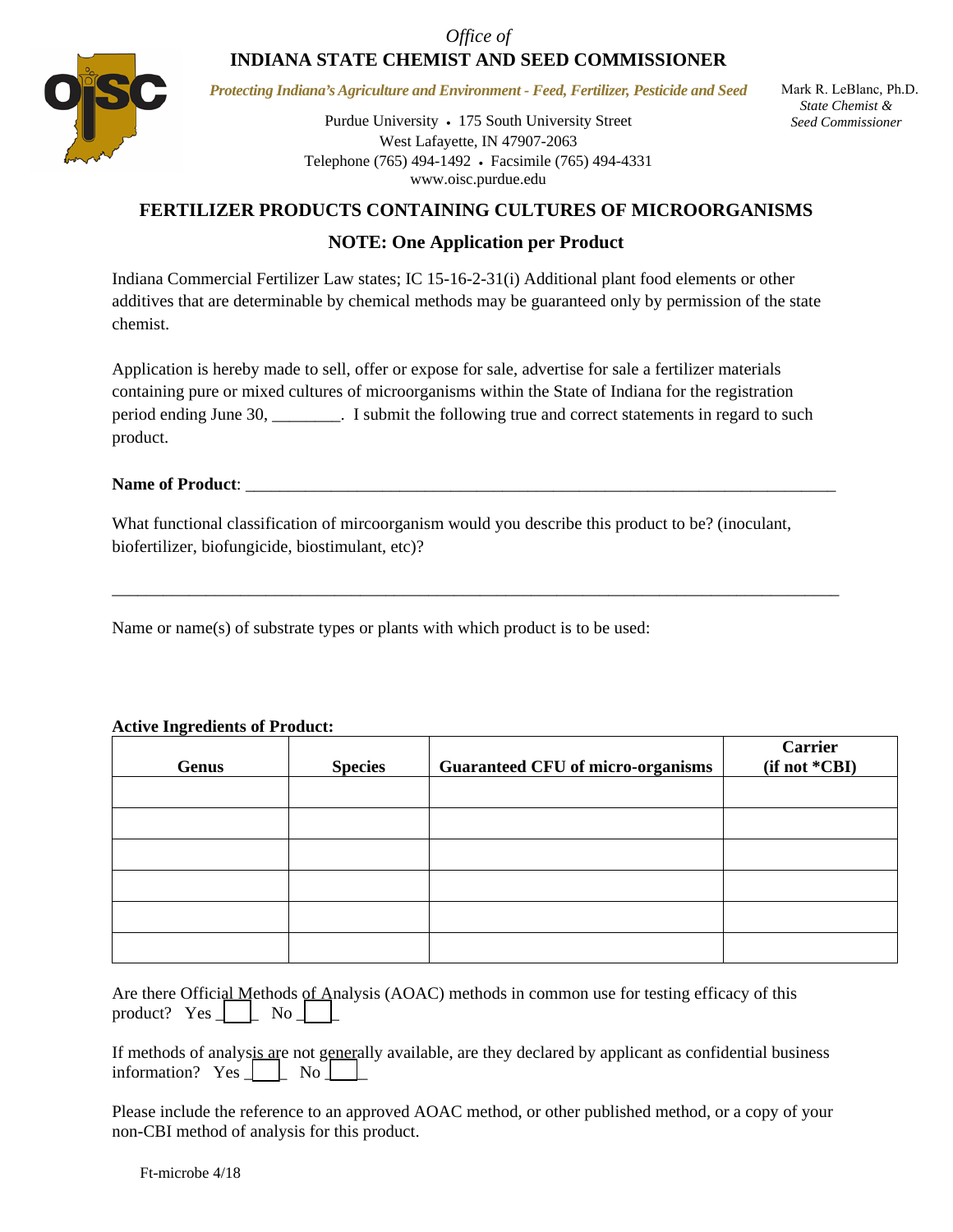*Office of*
**INDIANA STATE CHEMIST AND SEED COMMISSIONER**

*Protecting Indiana's Agriculture and Environment - Feed, Fertilizer, Pesticide and Seed*

Mark R. LeBlanc, Ph.D.
*State Chemist &*
*Seed Commissioner*

Purdue University • 175 South University Street
West Lafayette, IN 47907-2063
Telephone (765) 494-1492 • Facsimile (765) 494-4331
www.oisc.purdue.edu

## FERTILIZER PRODUCTS CONTAINING CULTURES OF MICROORGANISMS

### NOTE: One Application per Product

Indiana Commercial Fertilizer Law states; IC 15-16-2-31(i) Additional plant food elements or other additives that are determinable by chemical methods may be guaranteed only by permission of the state chemist.

Application is hereby made to sell, offer or expose for sale, advertise for sale a fertilizer materials containing pure or mixed cultures of microorganisms within the State of Indiana for the registration period ending June 30, ________. I submit the following true and correct statements in regard to such product.

**Name of Product**: ______________________________________________________________________

What functional classification of mircoorganism would you describe this product to be? (inoculant, biofertilizer, biofungicide, biostimulant, etc)?

______________________________________________________________________________________

Name or name(s) of substrate types or plants with which product is to be used:

**Active Ingredients of Product:**

| Genus | Species | Guaranteed CFU of micro-organisms | Carrier (if not *CBI) |
|---|---|---|---|
| | | | |
| | | | |
| | | | |
| | | | |
| | | | |
| | | | |

Are there Official Methods of Analysis (AOAC) methods in common use for testing efficacy of this product? Yes ____ No ____

If methods of analysis are not generally available, are they declared by applicant as confidential business information? Yes ____ No ____

Please include the reference to an approved AOAC method, or other published method, or a copy of your non-CBI method of analysis for this product.

Ft-microbe 4/18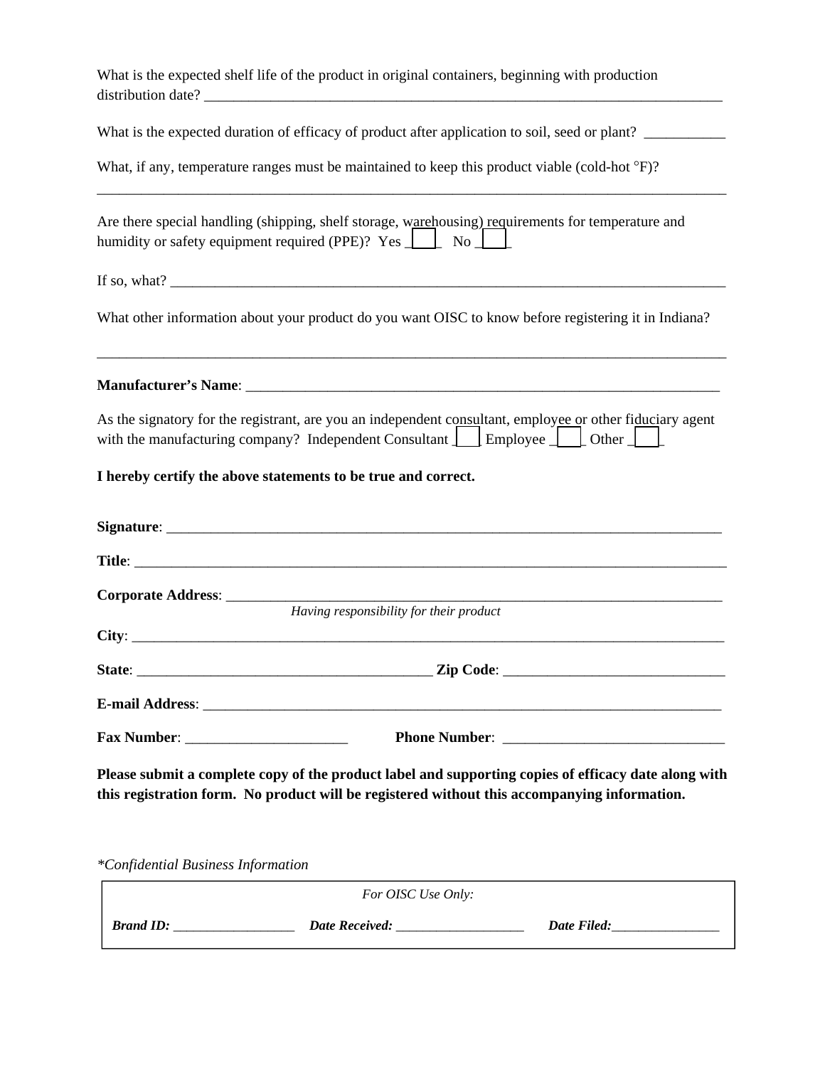What is the expected shelf life of the product in original containers, beginning with production distribution date? ___________________________________________________________________________

What is the expected duration of efficacy of product after application to soil, seed or plant? ___________

What, if any, temperature ranges must be maintained to keep this product viable (cold-hot °F)?
_____________________________________________________________________________________________

Are there special handling (shipping, shelf storage, warehousing) requirements for temperature and humidity or safety equipment required (PPE)? Yes ☐ No ☐

If so, what? _________________________________________________________________________________

What other information about your product do you want OISC to know before registering it in Indiana?

_____________________________________________________________________________________________

**Manufacturer's Name**: ______________________________________________________________________

As the signatory for the registrant, are you an independent consultant, employee or other fiduciary agent with the manufacturing company? Independent Consultant ☐ Employee ☐ Other ☐

**I hereby certify the above statements to be true and correct.**

**Signature**: ________________________________________________________________________________

**Title**: ____________________________________________________________________________________

**Corporate Address**: _________________________________________________________________________
*Having responsibility for their product*

**City**: _____________________________________________________________________________________

**State**: __________________________________________ **Zip Code**: ______________________________

**E-mail Address**: ____________________________________________________________________________

**Fax Number**: ______________________ **Phone Number**: ______________________________

**Please submit a complete copy of the product label and supporting copies of efficacy date along with this registration form. No product will be registered without this accompanying information.**

*\*Confidential Business Information*

| | | |
|---|---|---|
| *For OISC Use Only:* | | |
| ***Brand ID:*** _________________ | ***Date Received:*** ___________________ | ***Date Filed:*** ________________ |